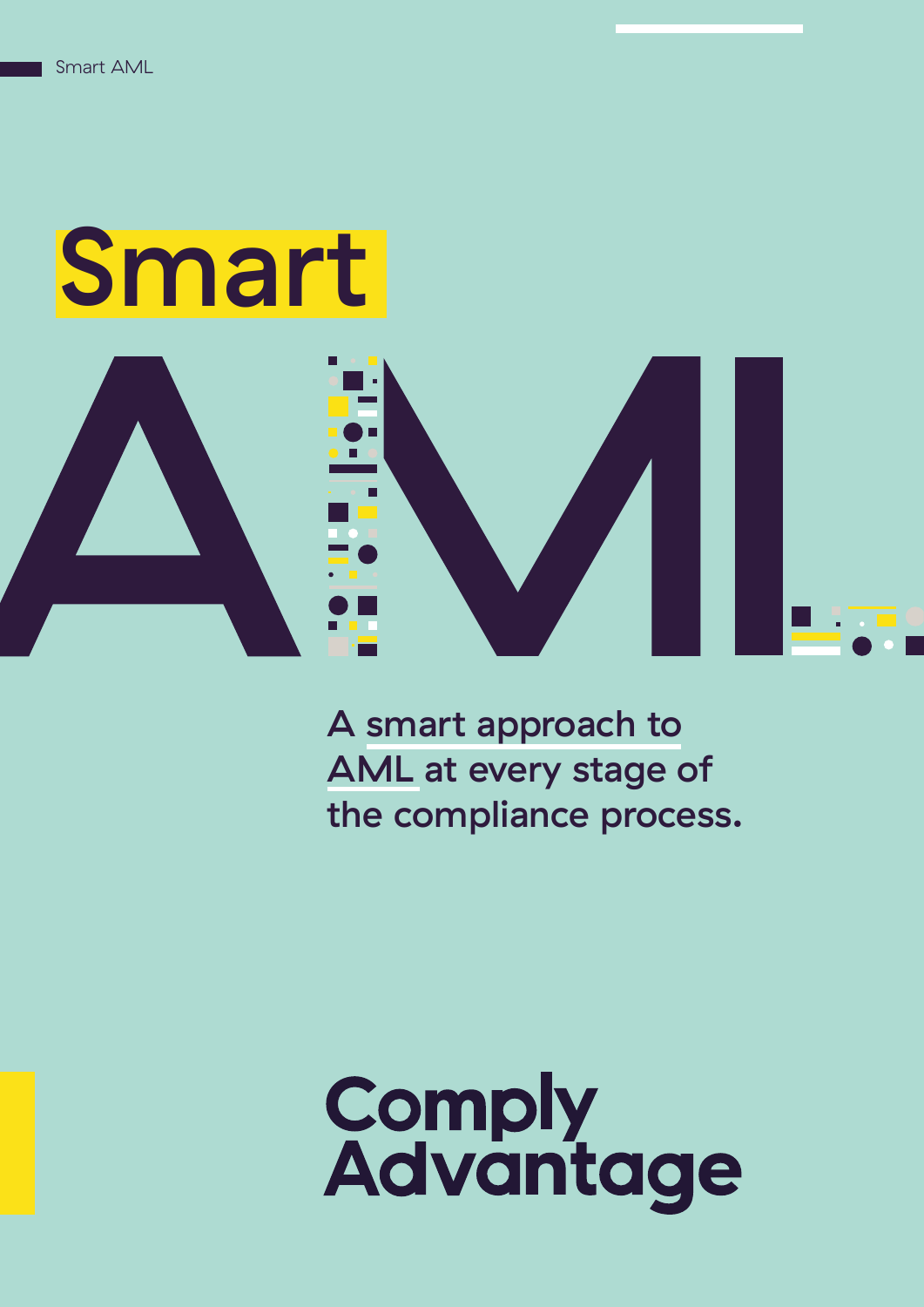# Smart AML

A smart approach to AML at every stage of the compliance process.

ComplyAdvantage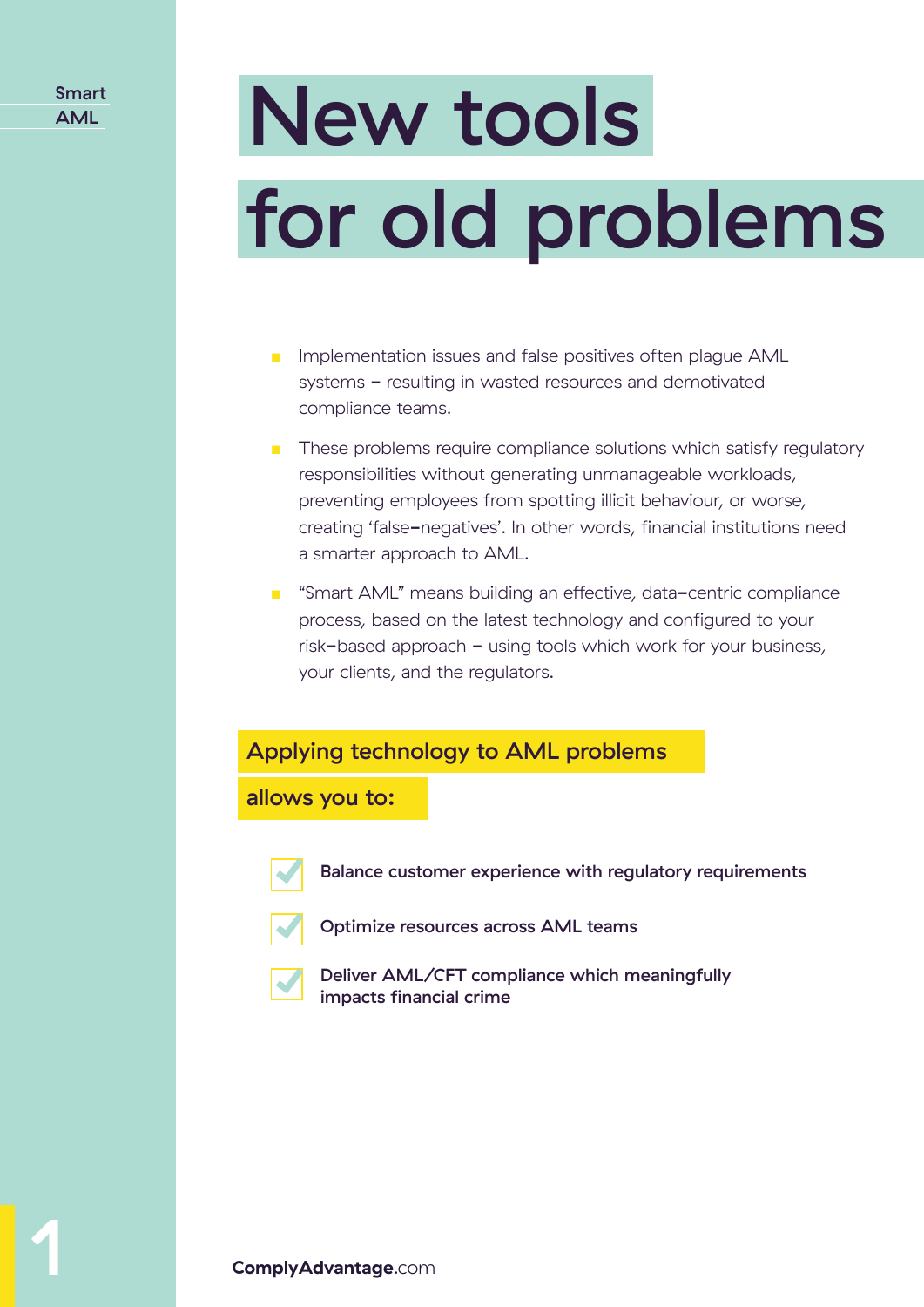# New tools for old problems

- Implementation issues and false positives often plague AML systems – resulting in wasted resources and demotivated compliance teams.
- These problems require compliance solutions which satisfy regulatory responsibilities without generating unmanageable workloads, preventing employees from spotting illicit behaviour, or worse, creating 'false–negatives'. In other words, financial institutions need a smarter approach to AML.
- "Smart AML" means building an effective, data–centric compliance process, based on the latest technology and configured to your risk–based approach – using tools which work for your business, your clients, and the regulators.

## Applying technology to AML problems allows you to:

- **Balance customer experience with regulatory requirements**
- **Optimize resources across AML teams**
- **Deliver AML/CFT compliance which meaningfully impacts financial crime**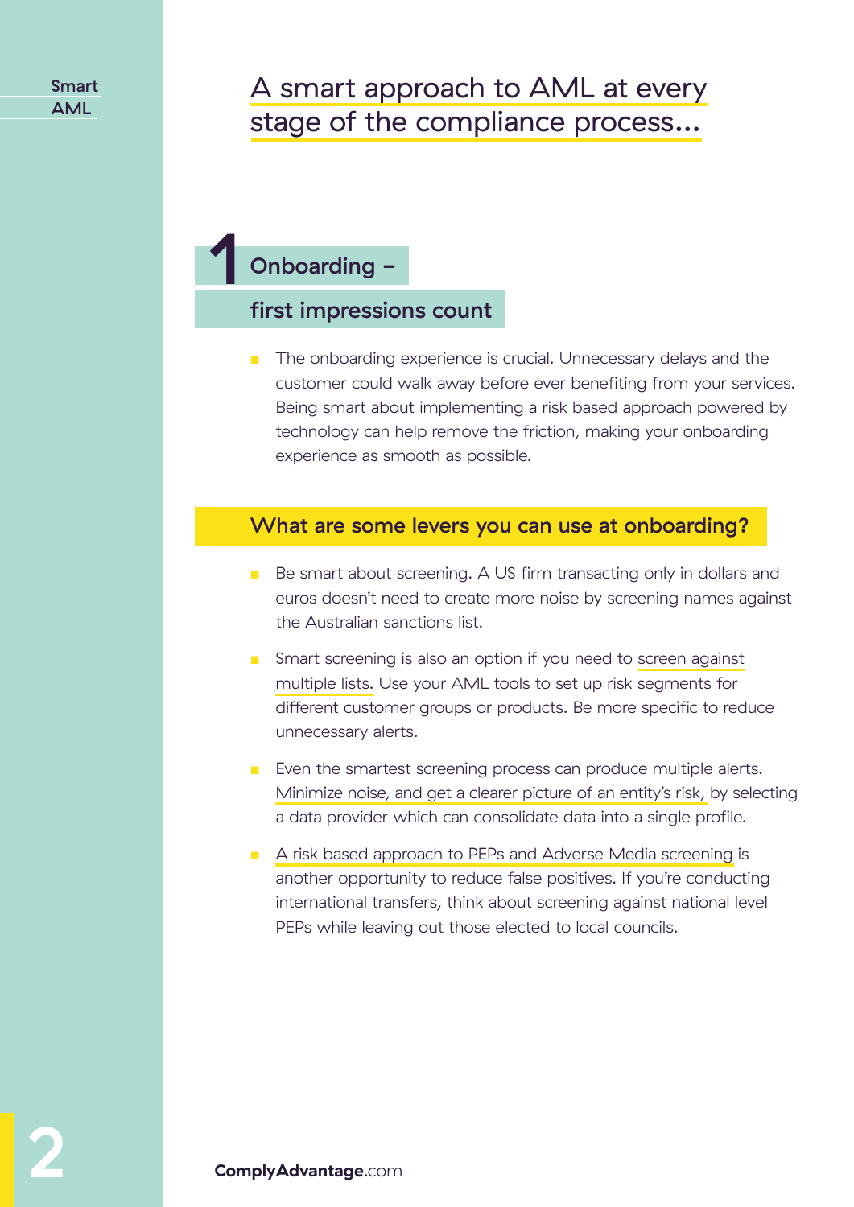# A smart approach to AML at every stage of the compliance process...

## 1 Onboarding – first impressions count

- The onboarding experience is crucial. Unnecessary delays and the customer could walk away before ever benefiting from your services. Being smart about implementing a risk based approach powered by technology can help remove the friction, making your onboarding experience as smooth as possible.

### What are some levers you can use at onboarding?

- Be smart about screening. A US firm transacting only in dollars and euros doesn't need to create more noise by screening names against the Australian sanctions list.
- Smart screening is also an option if you need to screen against multiple lists. Use your AML tools to set up risk segments for different customer groups or products. Be more specific to reduce unnecessary alerts.
- Even the smartest screening process can produce multiple alerts. Minimize noise, and get a clearer picture of an entity's risk, by selecting a data provider which can consolidate data into a single profile.
- A risk based approach to PEPs and Adverse Media screening is another opportunity to reduce false positives. If you're conducting international transfers, think about screening against national level PEPs while leaving out those elected to local councils.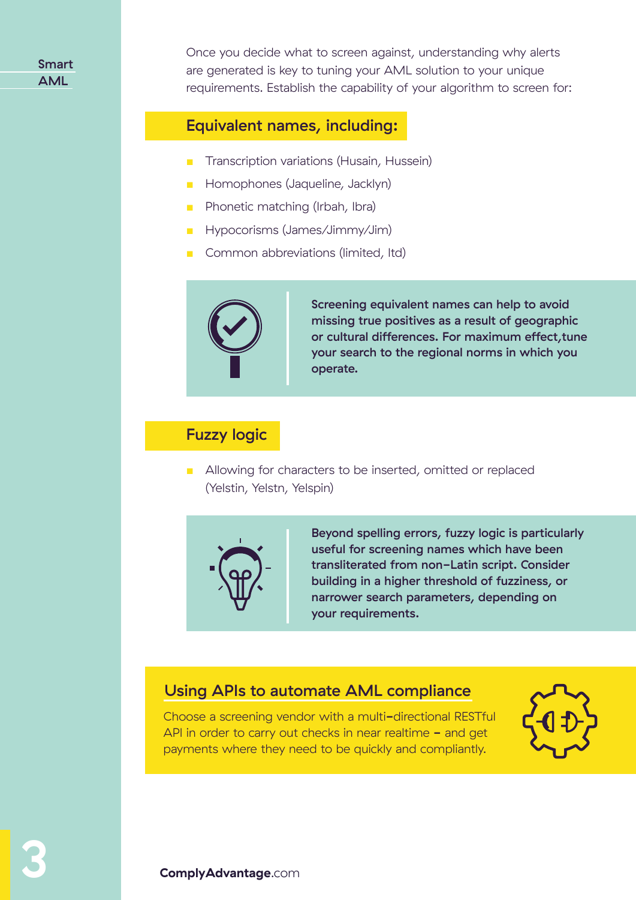Once you decide what to screen against, understanding why alerts are generated is key to tuning your AML solution to your unique requirements. Establish the capability of your algorithm to screen for:

## Equivalent names, including:

- Transcription variations (Husain, Hussein)
- Homophones (Jaqueline, Jacklyn)
- Phonetic matching (Irbah, Ibra)
- Hypocorisms (James/Jimmy/Jim)
- Common abbreviations (limited, ltd)

**Screening equivalent names can help to avoid missing true positives as a result of geographic or cultural differences. For maximum effect,tune your search to the regional norms in which you operate.**

## Fuzzy logic

- Allowing for characters to be inserted, omitted or replaced (Yelstin, Yelstn, Yelspin)

**Beyond spelling errors, fuzzy logic is particularly useful for screening names which have been transliterated from non-Latin script. Consider building in a higher threshold of fuzziness, or narrower search parameters, depending on your requirements.**

## Using APIs to automate AML compliance

Choose a screening vendor with a multi-directional RESTful API in order to carry out checks in near realtime – and get payments where they need to be quickly and compliantly.

**ComplyAdvantage**.com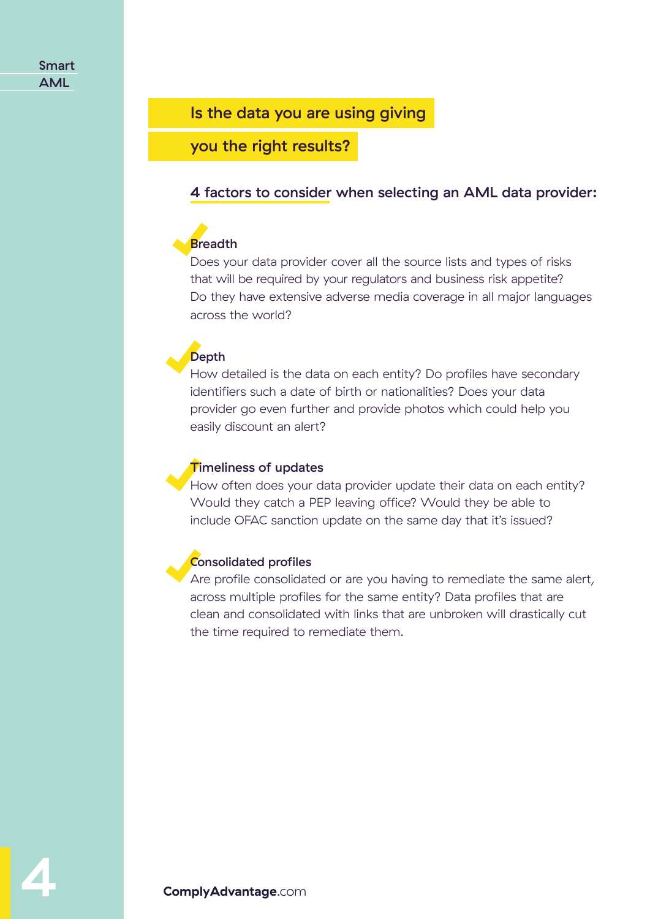## Is the data you are using giving you the right results?

### 4 factors to consider when selecting an AML data provider:

**Breadth**
Does your data provider cover all the source lists and types of risks that will be required by your regulators and business risk appetite? Do they have extensive adverse media coverage in all major languages across the world?

**Depth**
How detailed is the data on each entity? Do profiles have secondary identifiers such a date of birth or nationalities? Does your data provider go even further and provide photos which could help you easily discount an alert?

**Timeliness of updates**
How often does your data provider update their data on each entity? Would they catch a PEP leaving office? Would they be able to include OFAC sanction update on the same day that it's issued?

**Consolidated profiles**
Are profile consolidated or are you having to remediate the same alert, across multiple profiles for the same entity? Data profiles that are clean and consolidated with links that are unbroken will drastically cut the time required to remediate them.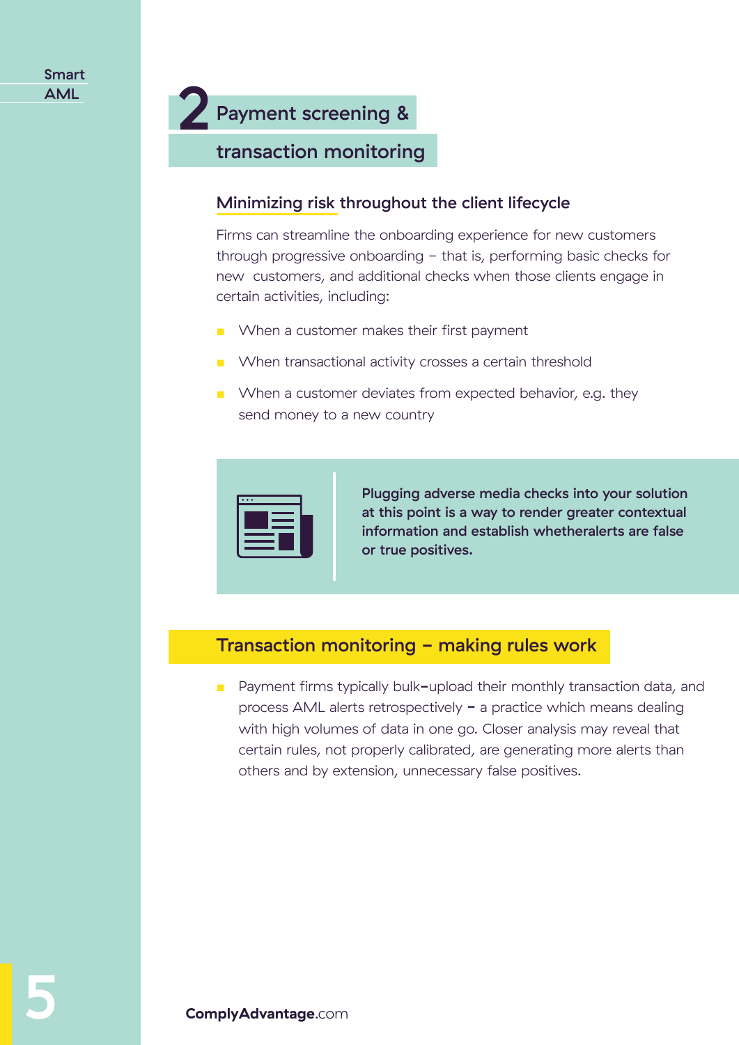## 2 Payment screening & transaction monitoring

### Minimizing risk throughout the client lifecycle

Firms can streamline the onboarding experience for new customers through progressive onboarding – that is, performing basic checks for new customers, and additional checks when those clients engage in certain activities, including:

- When a customer makes their first payment
- When transactional activity crosses a certain threshold
- When a customer deviates from expected behavior, e.g. they send money to a new country

**Plugging adverse media checks into your solution at this point is a way to render greater contextual information and establish whetheralerts are false or true positives.**

### Transaction monitoring – making rules work

- Payment firms typically bulk–upload their monthly transaction data, and process AML alerts retrospectively – a practice which means dealing with high volumes of data in one go. Closer analysis may reveal that certain rules, not properly calibrated, are generating more alerts than others and by extension, unnecessary false positives.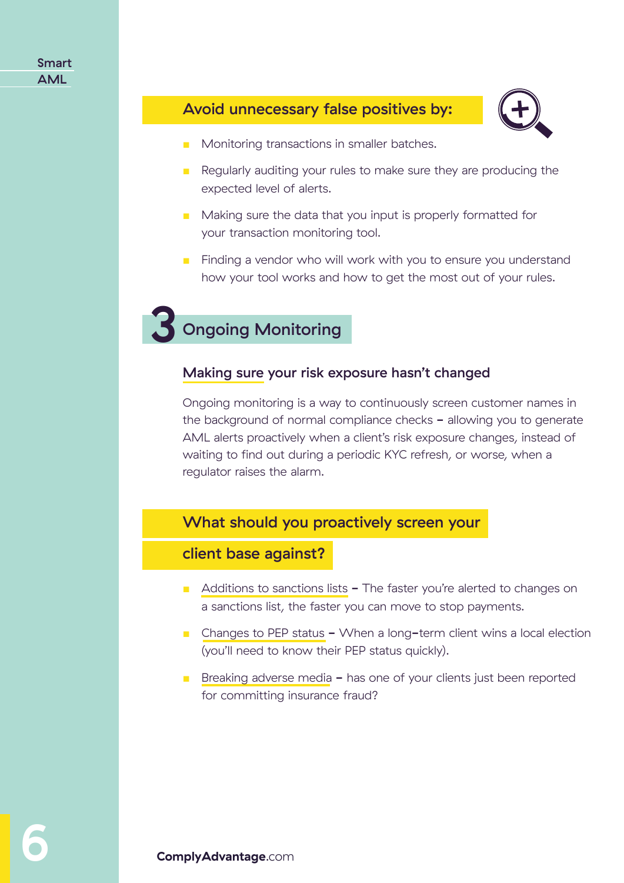### Avoid unnecessary false positives by:

- Monitoring transactions in smaller batches.
- Regularly auditing your rules to make sure they are producing the expected level of alerts.
- Making sure the data that you input is properly formatted for your transaction monitoring tool.
- Finding a vendor who will work with you to ensure you understand how your tool works and how to get the most out of your rules.

## 3 Ongoing Monitoring

### Making sure your risk exposure hasn't changed

Ongoing monitoring is a way to continuously screen customer names in the background of normal compliance checks – allowing you to generate AML alerts proactively when a client's risk exposure changes, instead of waiting to find out during a periodic KYC refresh, or worse, when a regulator raises the alarm.

### What should you proactively screen your client base against?

- Additions to sanctions lists – The faster you're alerted to changes on a sanctions list, the faster you can move to stop payments.
- Changes to PEP status – When a long-term client wins a local election (you'll need to know their PEP status quickly).
- Breaking adverse media – has one of your clients just been reported for committing insurance fraud?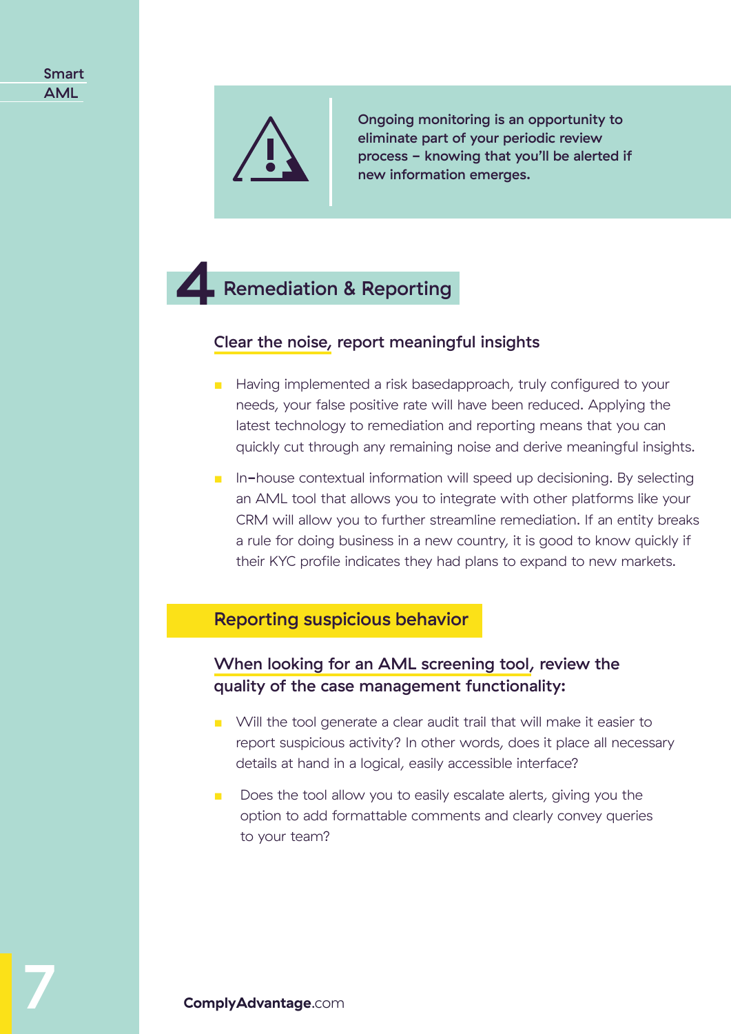Ongoing monitoring is an opportunity to eliminate part of your periodic review process – knowing that you'll be alerted if new information emerges.

## 4 Remediation & Reporting

### Clear the noise, report meaningful insights

- Having implemented a risk basedapproach, truly configured to your needs, your false positive rate will have been reduced. Applying the latest technology to remediation and reporting means that you can quickly cut through any remaining noise and derive meaningful insights.
- In-house contextual information will speed up decisioning. By selecting an AML tool that allows you to integrate with other platforms like your CRM will allow you to further streamline remediation. If an entity breaks a rule for doing business in a new country, it is good to know quickly if their KYC profile indicates they had plans to expand to new markets.

## Reporting suspicious behavior

### When looking for an AML screening tool, review the quality of the case management functionality:

- Will the tool generate a clear audit trail that will make it easier to report suspicious activity? In other words, does it place all necessary details at hand in a logical, easily accessible interface?
- Does the tool allow you to easily escalate alerts, giving you the option to add formattable comments and clearly convey queries to your team?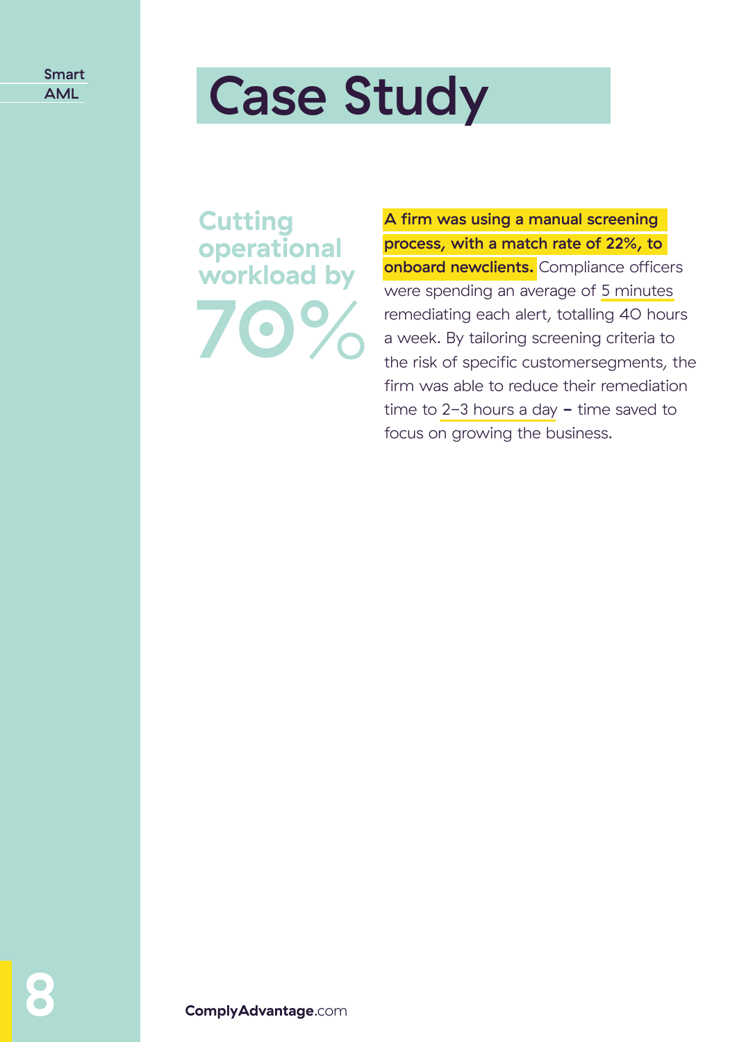# Case Study

## Cutting operational workload by 70%

**A firm was using a manual screening process, with a match rate of 22%, to onboard newclients.** Compliance officers were spending an average of 5 minutes remediating each alert, totalling 40 hours a week. By tailoring screening criteria to the risk of specific customersegments, the firm was able to reduce their remediation time to 2–3 hours a day – time saved to focus on growing the business.

**ComplyAdvantage**.com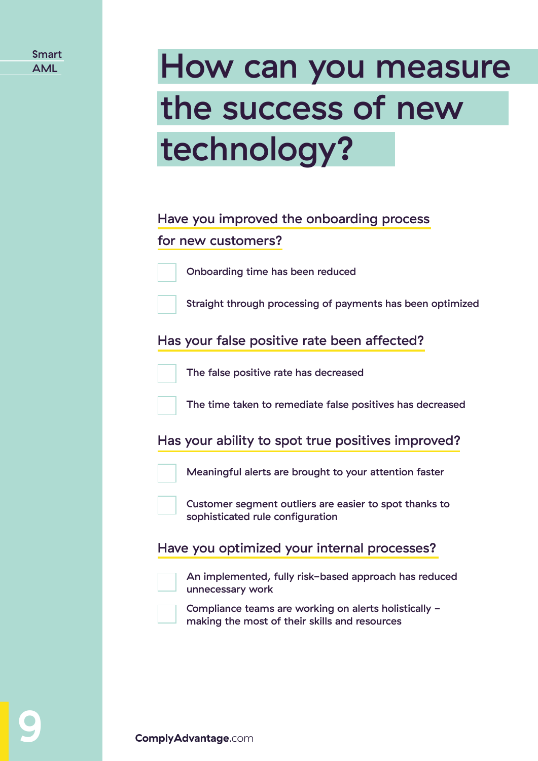# How can you measure the success of new technology?

## Have you improved the onboarding process for new customers?

- [ ] Onboarding time has been reduced
- [ ] Straight through processing of payments has been optimized

## Has your false positive rate been affected?

- [ ] The false positive rate has decreased
- [ ] The time taken to remediate false positives has decreased

## Has your ability to spot true positives improved?

- [ ] Meaningful alerts are brought to your attention faster
- [ ] Customer segment outliers are easier to spot thanks to sophisticated rule configuration

## Have you optimized your internal processes?

- [ ] An implemented, fully risk-based approach has reduced unnecessary work
- [ ] Compliance teams are working on alerts holistically – making the most of their skills and resources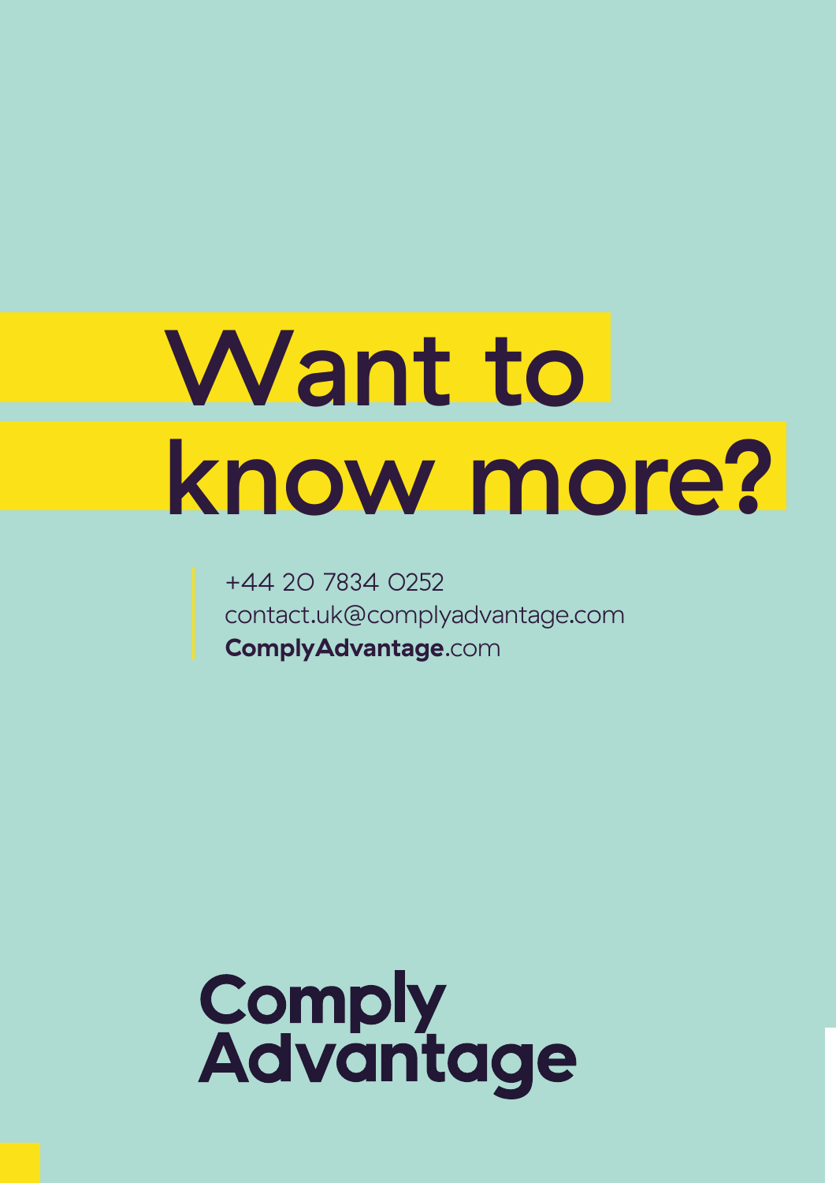# Want to know more?

+44 20 7834 0252
contact.uk@complyadvantage.com
**ComplyAdvantage**.com

Comply Advantage